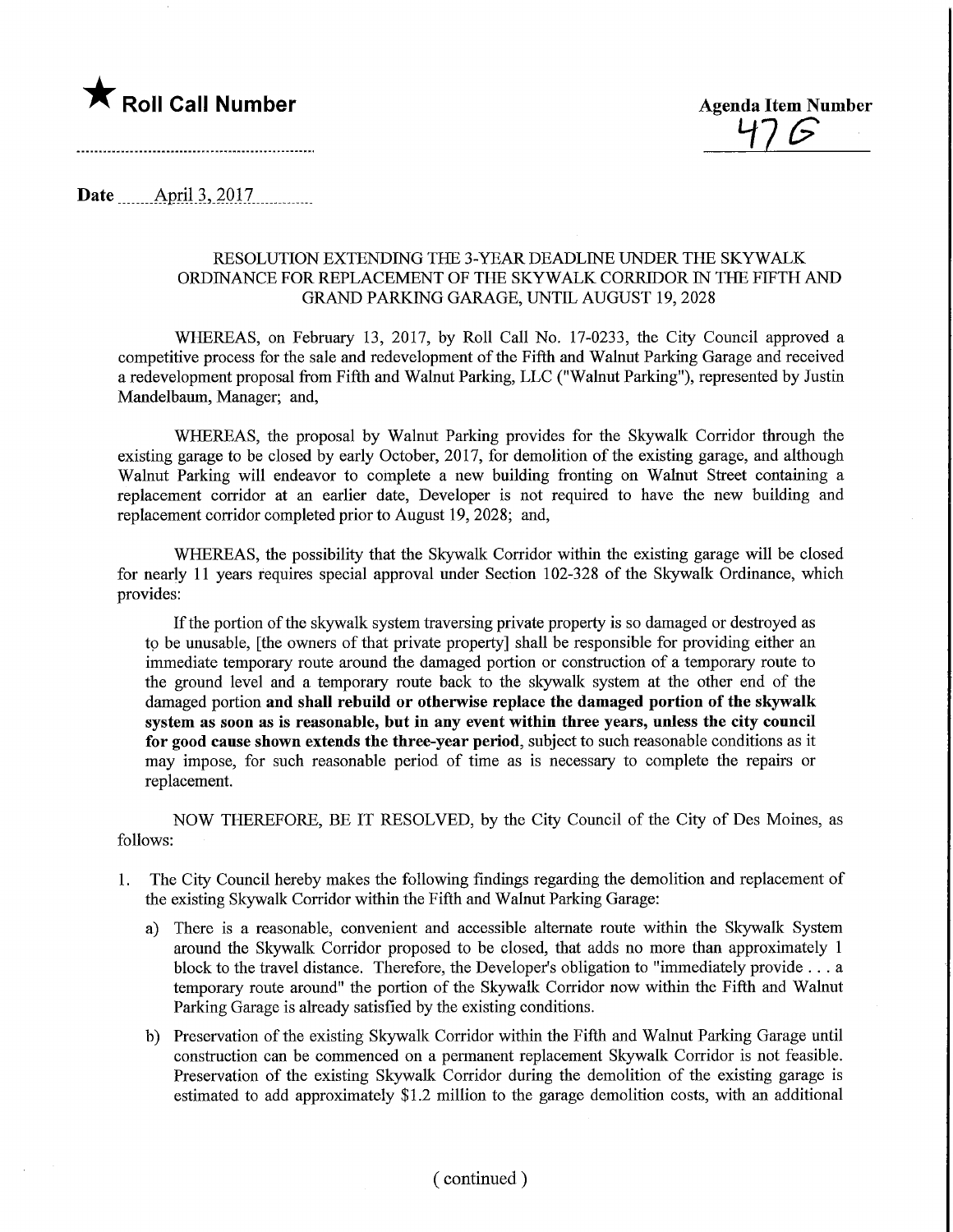★ **Roll Call Number**

**Agenda Item Number**
47G

Date April 3, 2017

RESOLUTION EXTENDING THE 3-YEAR DEADLINE UNDER THE SKYWALK ORDINANCE FOR REPLACEMENT OF THE SKYWALK CORRIDOR IN THE FIFTH AND GRAND PARKING GARAGE, UNTIL AUGUST 19, 2028

WHEREAS, on February 13, 2017, by Roll Call No. 17-0233, the City Council approved a competitive process for the sale and redevelopment of the Fifth and Walnut Parking Garage and received a redevelopment proposal from Fifth and Walnut Parking, LLC ("Walnut Parking"), represented by Justin Mandelbaum, Manager; and,

WHEREAS, the proposal by Walnut Parking provides for the Skywalk Corridor through the existing garage to be closed by early October, 2017, for demolition of the existing garage, and although Walnut Parking will endeavor to complete a new building fronting on Walnut Street containing a replacement corridor at an earlier date, Developer is not required to have the new building and replacement corridor completed prior to August 19, 2028; and,

WHEREAS, the possibility that the Skywalk Corridor within the existing garage will be closed for nearly 11 years requires special approval under Section 102-328 of the Skywalk Ordinance, which provides:

If the portion of the skywalk system traversing private property is so damaged or destroyed as to be unusable, [the owners of that private property] shall be responsible for providing either an immediate temporary route around the damaged portion or construction of a temporary route to the ground level and a temporary route back to the skywalk system at the other end of the damaged portion **and shall rebuild or otherwise replace the damaged portion of the skywalk system as soon as is reasonable, but in any event within three years, unless the city council for good cause shown extends the three-year period**, subject to such reasonable conditions as it may impose, for such reasonable period of time as is necessary to complete the repairs or replacement.

NOW THEREFORE, BE IT RESOLVED, by the City Council of the City of Des Moines, as follows:

1. The City Council hereby makes the following findings regarding the demolition and replacement of the existing Skywalk Corridor within the Fifth and Walnut Parking Garage:

   a) There is a reasonable, convenient and accessible alternate route within the Skywalk System around the Skywalk Corridor proposed to be closed, that adds no more than approximately 1 block to the travel distance. Therefore, the Developer's obligation to "immediately provide . . . a temporary route around" the portion of the Skywalk Corridor now within the Fifth and Walnut Parking Garage is already satisfied by the existing conditions.

   b) Preservation of the existing Skywalk Corridor within the Fifth and Walnut Parking Garage until construction can be commenced on a permanent replacement Skywalk Corridor is not feasible. Preservation of the existing Skywalk Corridor during the demolition of the existing garage is estimated to add approximately $1.2 million to the garage demolition costs, with an additional

( continued )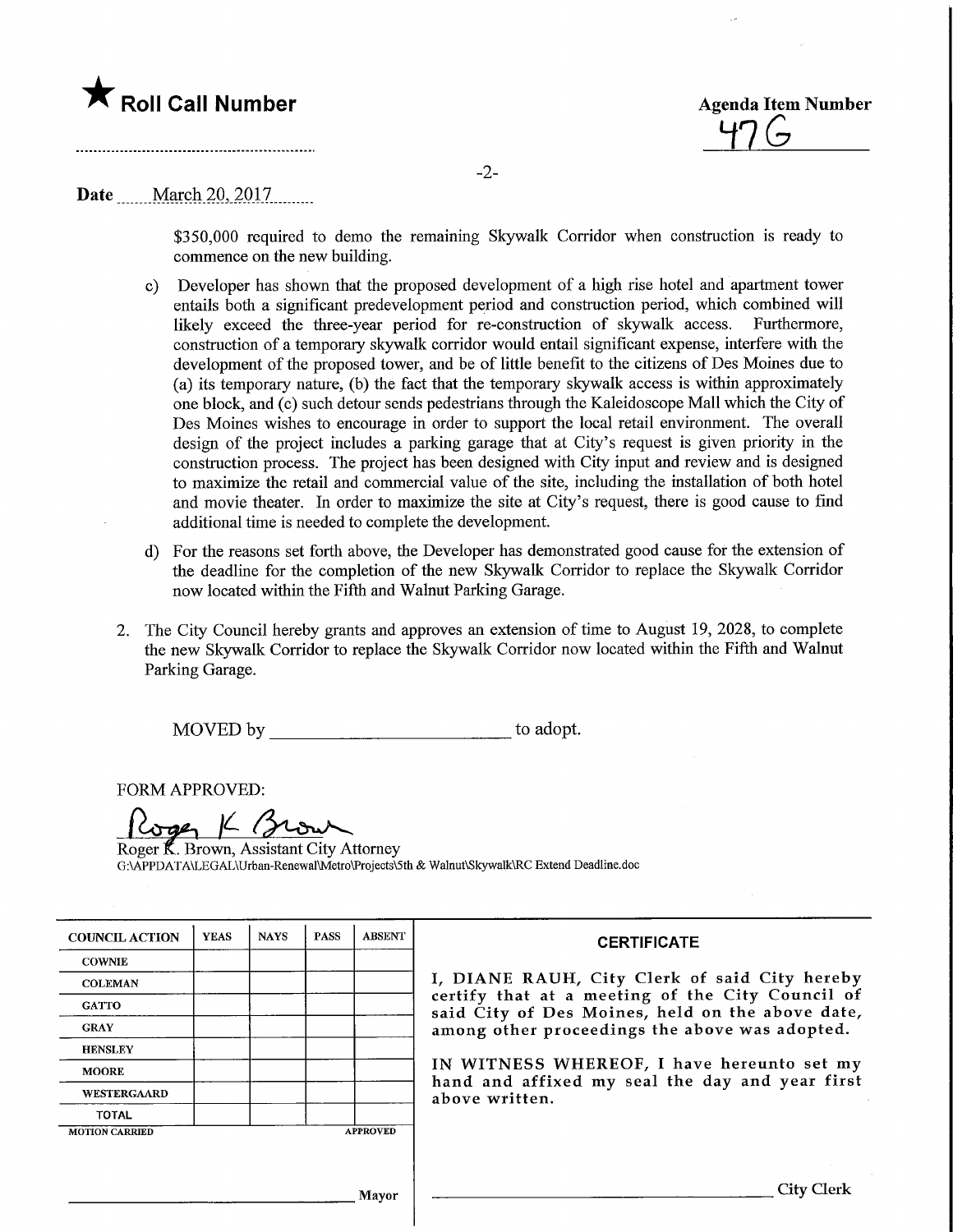★ **Roll Call Number**

**Agenda Item Number**
47G

**Date** March 20, 2017

$350,000 required to demo the remaining Skywalk Corridor when construction is ready to commence on the new building.

c) Developer has shown that the proposed development of a high rise hotel and apartment tower entails both a significant predevelopment period and construction period, which combined will likely exceed the three-year period for re-construction of skywalk access. Furthermore, construction of a temporary skywalk corridor would entail significant expense, interfere with the development of the proposed tower, and be of little benefit to the citizens of Des Moines due to (a) its temporary nature, (b) the fact that the temporary skywalk access is within approximately one block, and (c) such detour sends pedestrians through the Kaleidoscope Mall which the City of Des Moines wishes to encourage in order to support the local retail environment. The overall design of the project includes a parking garage that at City's request is given priority in the construction process. The project has been designed with City input and review and is designed to maximize the retail and commercial value of the site, including the installation of both hotel and movie theater. In order to maximize the site at City's request, there is good cause to find additional time is needed to complete the development.

d) For the reasons set forth above, the Developer has demonstrated good cause for the extension of the deadline for the completion of the new Skywalk Corridor to replace the Skywalk Corridor now located within the Fifth and Walnut Parking Garage.

2. The City Council hereby grants and approves an extension of time to August 19, 2028, to complete the new Skywalk Corridor to replace the Skywalk Corridor now located within the Fifth and Walnut Parking Garage.

MOVED by ________________________ to adopt.

FORM APPROVED:

Roger K. Brown

Roger K. Brown, Assistant City Attorney
G:\APPDATA\LEGAL\Urban-Renewal\Metro\Projects\5th & Walnut\Skywalk\RC Extend Deadline.doc

| COUNCIL ACTION | YEAS | NAYS | PASS | ABSENT |
|---|---|---|---|---|
| COWNIE | | | | |
| COLEMAN | | | | |
| GATTO | | | | |
| GRAY | | | | |
| HENSLEY | | | | |
| MOORE | | | | |
| WESTERGAARD | | | | |
| TOTAL | | | | |
| MOTION CARRIED | | | | APPROVED |

________________________ Mayor

**CERTIFICATE**

I, DIANE RAUH, City Clerk of said City hereby certify that at a meeting of the City Council of said City of Des Moines, held on the above date, among other proceedings the above was adopted.

IN WITNESS WHEREOF, I have hereunto set my hand and affixed my seal the day and year first above written.

________________________ City Clerk